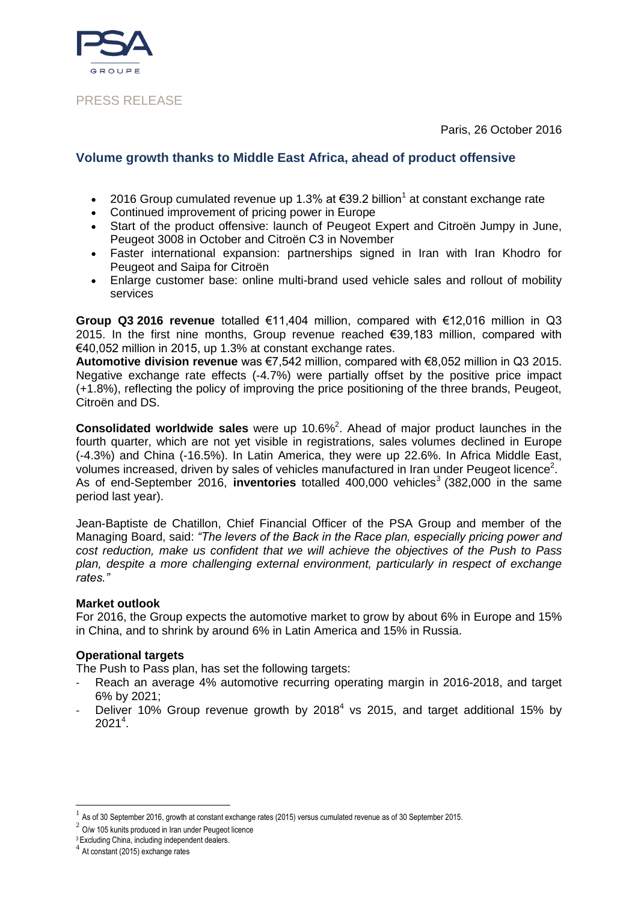PRESS RELEASE

Paris, 26 October 2016

## Volume growth thanks to Middle East Africa, ahead of product offensive

- 2016 Group cumulated revenue up 1.3% at €39.2 billion[1] at constant exchange rate
- Continued improvement of pricing power in Europe
- Start of the product offensive: launch of Peugeot Expert and Citroën Jumpy in June, Peugeot 3008 in October and Citroën C3 in November
- Faster international expansion: partnerships signed in Iran with Iran Khodro for Peugeot and Saipa for Citroën
- Enlarge customer base: online multi-brand used vehicle sales and rollout of mobility services

**Group Q3 2016 revenue** totalled €11,404 million, compared with €12,016 million in Q3 2015. In the first nine months, Group revenue reached €39,183 million, compared with €40,052 million in 2015, up 1.3% at constant exchange rates.
**Automotive division revenue** was €7,542 million, compared with €8,052 million in Q3 2015. Negative exchange rate effects (-4.7%) were partially offset by the positive price impact (+1.8%), reflecting the policy of improving the price positioning of the three brands, Peugeot, Citroën and DS.

**Consolidated worldwide sales** were up 10.6%[2]. Ahead of major product launches in the fourth quarter, which are not yet visible in registrations, sales volumes declined in Europe (-4.3%) and China (-16.5%). In Latin America, they were up 22.6%. In Africa Middle East, volumes increased, driven by sales of vehicles manufactured in Iran under Peugeot licence[2].
As of end-September 2016, **inventories** totalled 400,000 vehicles[3] (382,000 in the same period last year).

Jean-Baptiste de Chatillon, Chief Financial Officer of the PSA Group and member of the Managing Board, said: *"The levers of the Back in the Race plan, especially pricing power and cost reduction, make us confident that we will achieve the objectives of the Push to Pass plan, despite a more challenging external environment, particularly in respect of exchange rates."*

**Market outlook**
For 2016, the Group expects the automotive market to grow by about 6% in Europe and 15% in China, and to shrink by around 6% in Latin America and 15% in Russia.

**Operational targets**
The Push to Pass plan, has set the following targets:

- Reach an average 4% automotive recurring operating margin in 2016-2018, and target 6% by 2021;
- Deliver 10% Group revenue growth by 2018[4] vs 2015, and target additional 15% by 2021[4].

[1] As of 30 September 2016, growth at constant exchange rates (2015) versus cumulated revenue as of 30 September 2015.
[2] O/w 105 kunits produced in Iran under Peugeot licence
[3] Excluding China, including independent dealers.
[4] At constant (2015) exchange rates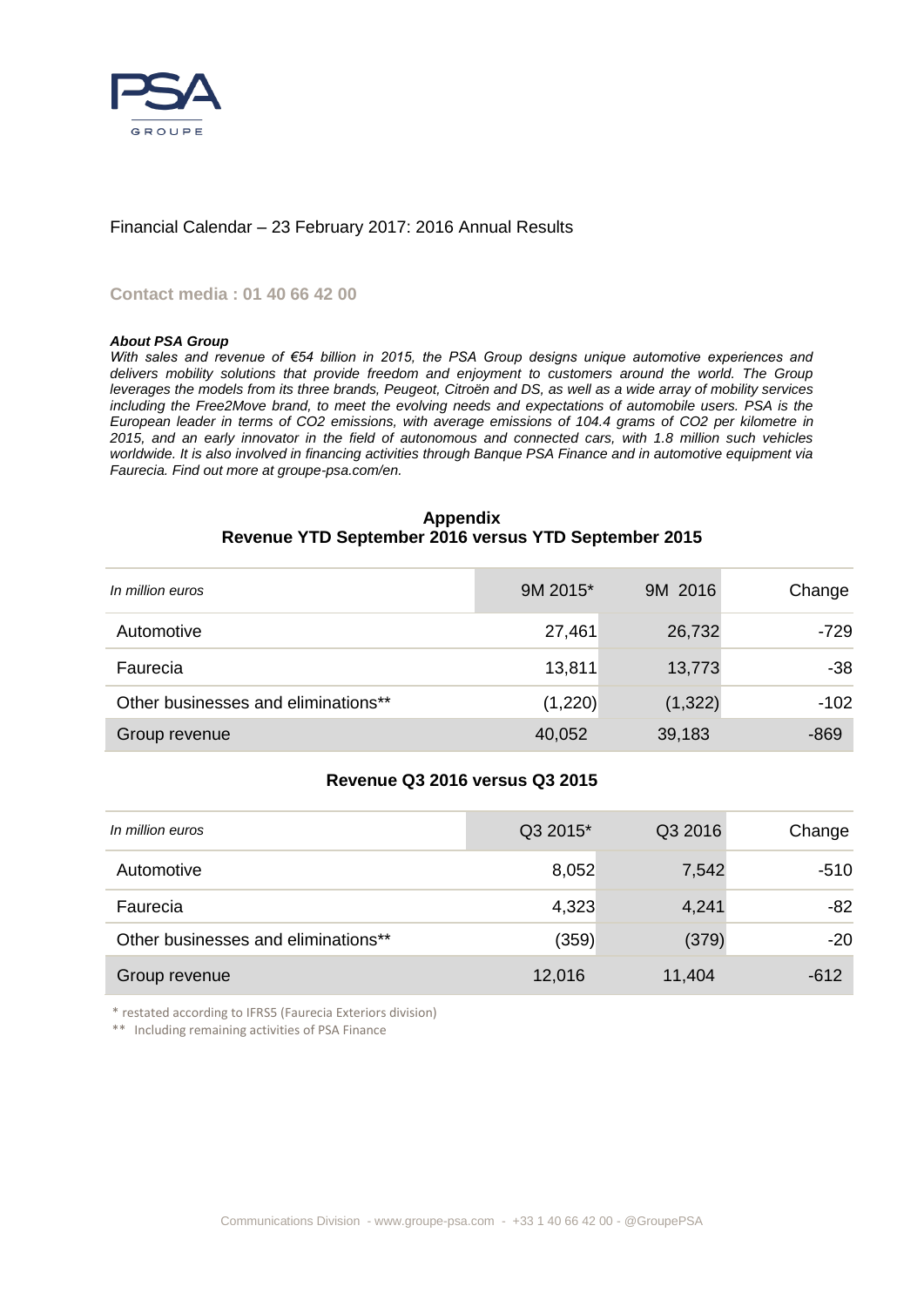Financial Calendar – 23 February 2017: 2016 Annual Results

**Contact media : 01 40 66 42 00**

***About PSA Group***

*With sales and revenue of €54 billion in 2015, the PSA Group designs unique automotive experiences and delivers mobility solutions that provide freedom and enjoyment to customers around the world. The Group leverages the models from its three brands, Peugeot, Citroën and DS, as well as a wide array of mobility services including the Free2Move brand, to meet the evolving needs and expectations of automobile users. PSA is the European leader in terms of CO2 emissions, with average emissions of 104.4 grams of CO2 per kilometre in 2015, and an early innovator in the field of autonomous and connected cars, with 1.8 million such vehicles worldwide. It is also involved in financing activities through Banque PSA Finance and in automotive equipment via Faurecia. Find out more at groupe-psa.com/en.*

## Appendix
## Revenue YTD September 2016 versus YTD September 2015

| *In million euros* | 9M 2015* | 9M 2016 | Change |
|---|---|---|---|
| Automotive | 27,461 | 26,732 | -729 |
| Faurecia | 13,811 | 13,773 | -38 |
| Other businesses and eliminations** | (1,220) | (1,322) | -102 |
| Group revenue | 40,052 | 39,183 | -869 |

## Revenue Q3 2016 versus Q3 2015

| *In million euros* | Q3 2015* | Q3 2016 | Change |
|---|---|---|---|
| Automotive | 8,052 | 7,542 | -510 |
| Faurecia | 4,323 | 4,241 | -82 |
| Other businesses and eliminations** | (359) | (379) | -20 |
| Group revenue | 12,016 | 11,404 | -612 |

\* restated according to IFRS5 (Faurecia Exteriors division)

\*\* Including remaining activities of PSA Finance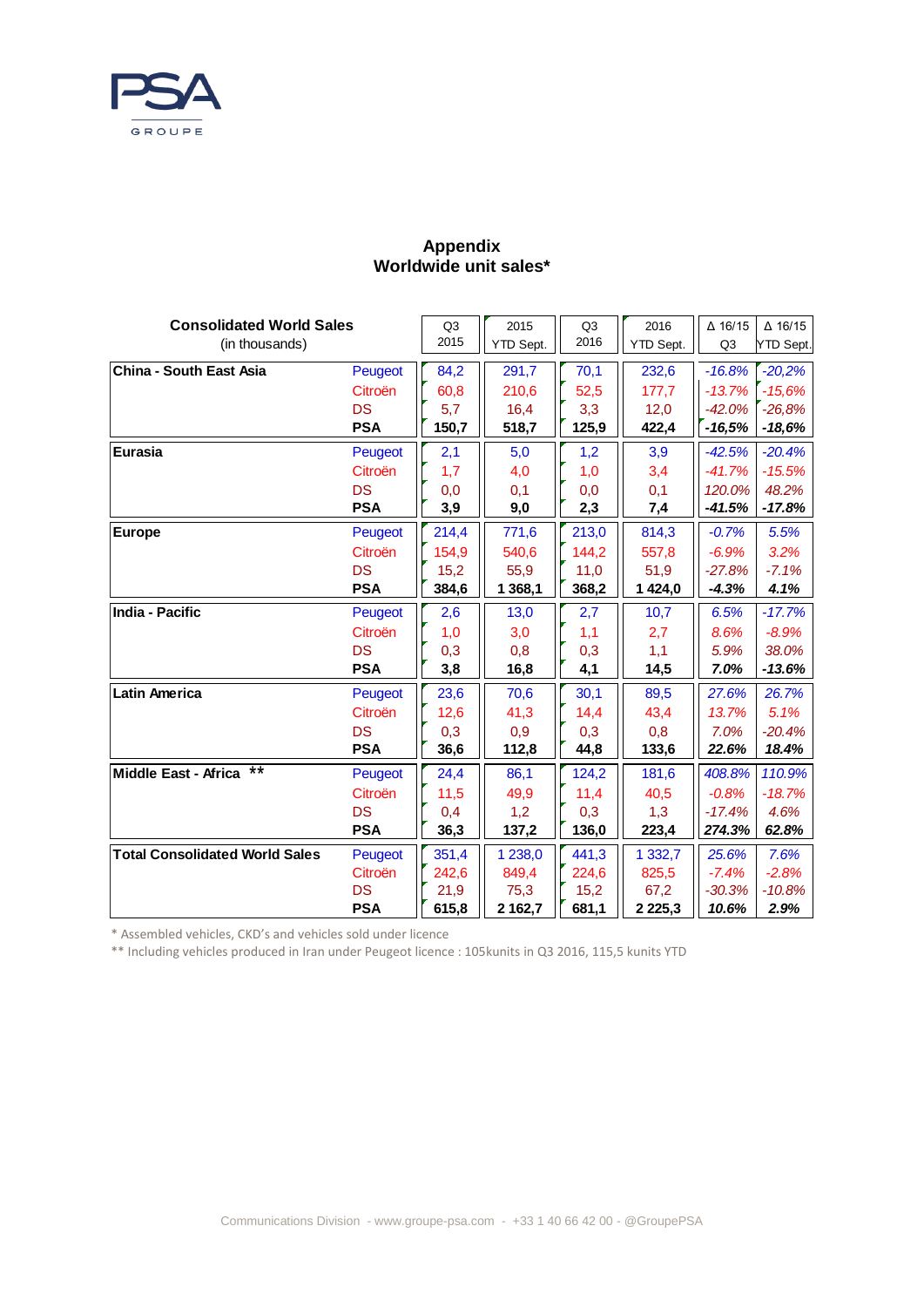## Appendix
## Worldwide unit sales*

| Consolidated World Sales (in thousands) | | Q3 2015 | 2015 YTD Sept. | Q3 2016 | 2016 YTD Sept. | Δ 16/15 Q3 | Δ 16/15 YTD Sept. |
|---|---|---|---|---|---|---|---|
| **China - South East Asia** | Peugeot | 84,2 | 291,7 | 70,1 | 232,6 | -16.8% | -20,2% |
| | Citroën | 60,8 | 210,6 | 52,5 | 177,7 | -13.7% | -15,6% |
| | DS | 5,7 | 16,4 | 3,3 | 12,0 | -42.0% | -26,8% |
| | **PSA** | **150,7** | **518,7** | **125,9** | **422,4** | **-16,5%** | **-18,6%** |
| **Eurasia** | Peugeot | 2,1 | 5,0 | 1,2 | 3,9 | -42.5% | -20.4% |
| | Citroën | 1,7 | 4,0 | 1,0 | 3,4 | -41.7% | -15.5% |
| | DS | 0,0 | 0,1 | 0,0 | 0,1 | 120.0% | 48.2% |
| | **PSA** | **3,9** | **9,0** | **2,3** | **7,4** | **-41.5%** | **-17.8%** |
| **Europe** | Peugeot | 214,4 | 771,6 | 213,0 | 814,3 | -0.7% | 5.5% |
| | Citroën | 154,9 | 540,6 | 144,2 | 557,8 | -6.9% | 3.2% |
| | DS | 15,2 | 55,9 | 11,0 | 51,9 | -27.8% | -7.1% |
| | **PSA** | **384,6** | **1 368,1** | **368,2** | **1 424,0** | **-4.3%** | **4.1%** |
| **India - Pacific** | Peugeot | 2,6 | 13,0 | 2,7 | 10,7 | 6.5% | -17.7% |
| | Citroën | 1,0 | 3,0 | 1,1 | 2,7 | 8.6% | -8.9% |
| | DS | 0,3 | 0,8 | 0,3 | 1,1 | 5.9% | 38.0% |
| | **PSA** | **3,8** | **16,8** | **4,1** | **14,5** | **7.0%** | **-13.6%** |
| **Latin America** | Peugeot | 23,6 | 70,6 | 30,1 | 89,5 | 27.6% | 26.7% |
| | Citroën | 12,6 | 41,3 | 14,4 | 43,4 | 13.7% | 5.1% |
| | DS | 0,3 | 0,9 | 0,3 | 0,8 | 7.0% | -20.4% |
| | **PSA** | **36,6** | **112,8** | **44,8** | **133,6** | **22.6%** | **18.4%** |
| **Middle East - Africa \*\*** | Peugeot | 24,4 | 86,1 | 124,2 | 181,6 | 408.8% | 110.9% |
| | Citroën | 11,5 | 49,9 | 11,4 | 40,5 | -0.8% | -18.7% |
| | DS | 0,4 | 1,2 | 0,3 | 1,3 | -17.4% | 4.6% |
| | **PSA** | **36,3** | **137,2** | **136,0** | **223,4** | **274.3%** | **62.8%** |
| **Total Consolidated World Sales** | Peugeot | 351,4 | 1 238,0 | 441,3 | 1 332,7 | 25.6% | 7.6% |
| | Citroën | 242,6 | 849,4 | 224,6 | 825,5 | -7.4% | -2.8% |
| | DS | 21,9 | 75,3 | 15,2 | 67,2 | -30.3% | -10.8% |
| | **PSA** | **615,8** | **2 162,7** | **681,1** | **2 225,3** | **10.6%** | **2.9%** |

\* Assembled vehicles, CKD's and vehicles sold under licence

\*\* Including vehicles produced in Iran under Peugeot licence : 105kunits in Q3 2016, 115,5 kunits YTD